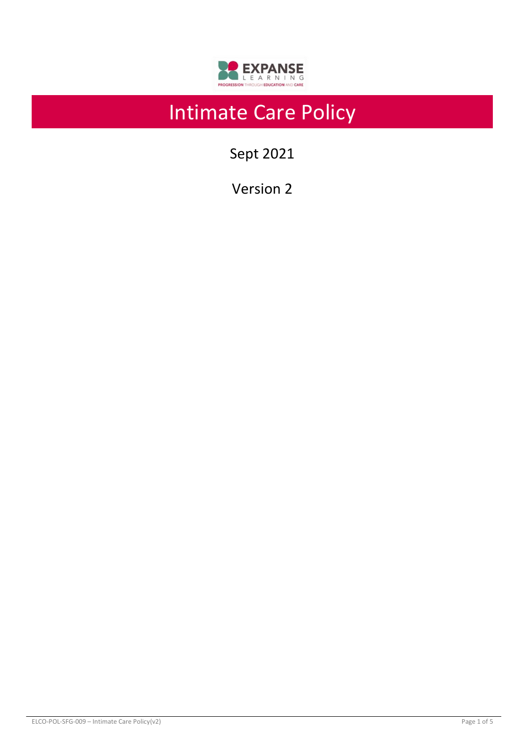# Intimate Care Policy

Sept 2021

Version 2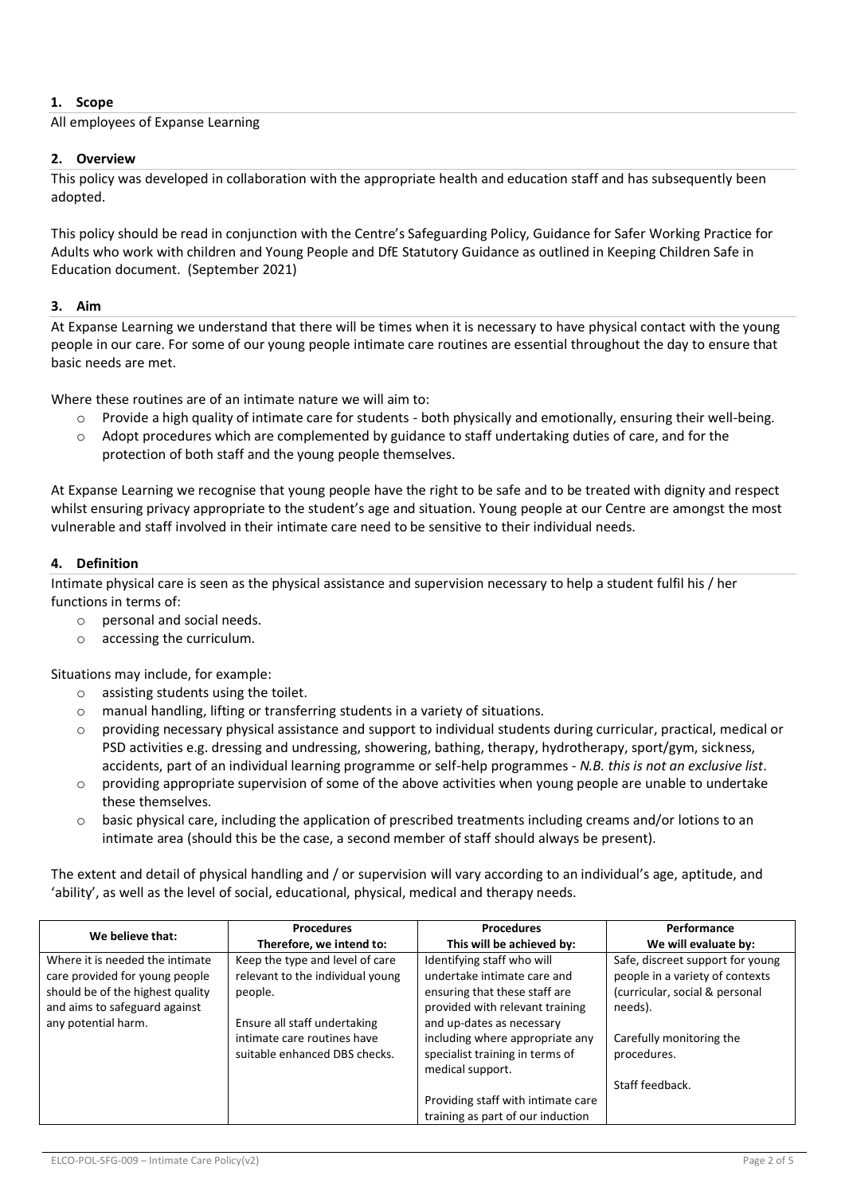## 1. Scope

All employees of Expanse Learning

## 2. Overview

This policy was developed in collaboration with the appropriate health and education staff and has subsequently been adopted.

This policy should be read in conjunction with the Centre's Safeguarding Policy, Guidance for Safer Working Practice for Adults who work with children and Young People and DfE Statutory Guidance as outlined in Keeping Children Safe in Education document. (September 2021)

## 3. Aim

At Expanse Learning we understand that there will be times when it is necessary to have physical contact with the young people in our care. For some of our young people intimate care routines are essential throughout the day to ensure that basic needs are met.

Where these routines are of an intimate nature we will aim to:

- Provide a high quality of intimate care for students - both physically and emotionally, ensuring their well-being.
- Adopt procedures which are complemented by guidance to staff undertaking duties of care, and for the protection of both staff and the young people themselves.

At Expanse Learning we recognise that young people have the right to be safe and to be treated with dignity and respect whilst ensuring privacy appropriate to the student's age and situation. Young people at our Centre are amongst the most vulnerable and staff involved in their intimate care need to be sensitive to their individual needs.

## 4. Definition

Intimate physical care is seen as the physical assistance and supervision necessary to help a student fulfil his / her functions in terms of:

- personal and social needs.
- accessing the curriculum.

Situations may include, for example:

- assisting students using the toilet.
- manual handling, lifting or transferring students in a variety of situations.
- providing necessary physical assistance and support to individual students during curricular, practical, medical or PSD activities e.g. dressing and undressing, showering, bathing, therapy, hydrotherapy, sport/gym, sickness, accidents, part of an individual learning programme or self-help programmes - *N.B. this is not an exclusive list*.
- providing appropriate supervision of some of the above activities when young people are unable to undertake these themselves.
- basic physical care, including the application of prescribed treatments including creams and/or lotions to an intimate area (should this be the case, a second member of staff should always be present).

The extent and detail of physical handling and / or supervision will vary according to an individual's age, aptitude, and 'ability', as well as the level of social, educational, physical, medical and therapy needs.

| We believe that: | Procedures<br>Therefore, we intend to: | Procedures<br>This will be achieved by: | Performance<br>We will evaluate by: |
|---|---|---|---|
| Where it is needed the intimate care provided for young people should be of the highest quality and aims to safeguard against any potential harm. | Keep the type and level of care relevant to the individual young people.<br><br>Ensure all staff undertaking intimate care routines have suitable enhanced DBS checks. | Identifying staff who will undertake intimate care and ensuring that these staff are provided with relevant training and up-dates as necessary including where appropriate any specialist training in terms of medical support.<br><br>Providing staff with intimate care training as part of our induction | Safe, discreet support for young people in a variety of contexts (curricular, social & personal needs).<br><br>Carefully monitoring the procedures.<br><br>Staff feedback. |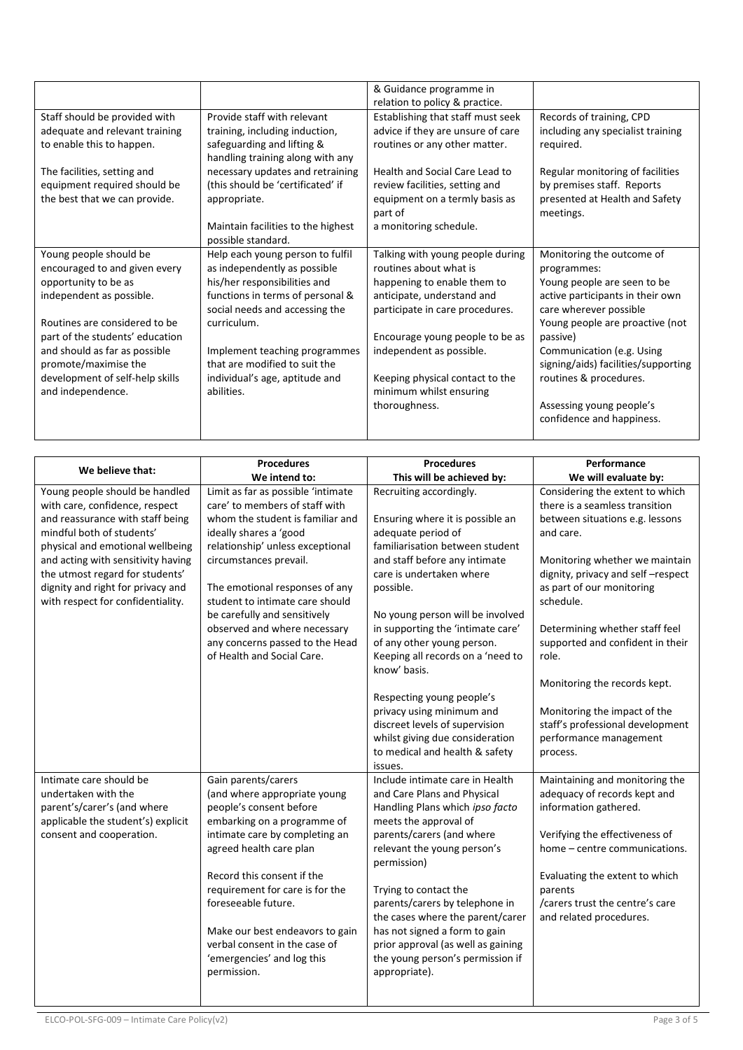|  |  | & Guidance programme in relation to policy & practice. |  |
|---|---|---|---|
| Staff should be provided with adequate and relevant training to enable this to happen.<br><br>The facilities, setting and equipment required should be the best that we can provide. | Provide staff with relevant training, including induction, safeguarding and lifting & handling training along with any necessary updates and retraining (this should be 'certificated' if appropriate.<br><br>Maintain facilities to the highest possible standard. | Establishing that staff must seek advice if they are unsure of care routines or any other matter.<br><br>Health and Social Care Lead to review facilities, setting and equipment on a termly basis as part of a monitoring schedule. | Records of training, CPD including any specialist training required.<br><br>Regular monitoring of facilities by premises staff. Reports presented at Health and Safety meetings. |
| Young people should be encouraged to and given every opportunity to be as independent as possible.<br><br>Routines are considered to be part of the students' education and should as far as possible promote/maximise the development of self-help skills and independence. | Help each young person to fulfil as independently as possible his/her responsibilities and functions in terms of personal & social needs and accessing the curriculum.<br><br>Implement teaching programmes that are modified to suit the individual's age, aptitude and abilities. | Talking with young people during routines about what is happening to enable them to anticipate, understand and participate in care procedures.<br><br>Encourage young people to be as independent as possible.<br><br>Keeping physical contact to the minimum whilst ensuring thoroughness. | Monitoring the outcome of programmes:<br>Young people are seen to be active participants in their own care wherever possible<br>Young people are proactive (not passive)<br>Communication (e.g. Using signing/aids) facilities/supporting routines & procedures.<br><br>Assessing young people's confidence and happiness. |

| We believe that: | Procedures<br>We intend to: | Procedures<br>This will be achieved by: | Performance<br>We will evaluate by: |
|---|---|---|---|
| Young people should be handled with care, confidence, respect and reassurance with staff being mindful both of students' physical and emotional wellbeing and acting with sensitivity having the utmost regard for students' dignity and right for privacy and with respect for confidentiality. | Limit as far as possible 'intimate care' to members of staff with whom the student is familiar and ideally shares a 'good relationship' unless exceptional circumstances prevail.<br><br>The emotional responses of any student to intimate care should be carefully and sensitively observed and where necessary any concerns passed to the Head of Health and Social Care. | Recruiting accordingly.<br><br>Ensuring where it is possible an adequate period of familiarisation between student and staff before any intimate care is undertaken where possible.<br><br>No young person will be involved in supporting the 'intimate care' of any other young person.<br>Keeping all records on a 'need to know' basis.<br><br>Respecting young people's privacy using minimum and discreet levels of supervision whilst giving due consideration to medical and health & safety issues. | Considering the extent to which there is a seamless transition between situations e.g. lessons and care.<br><br>Monitoring whether we maintain dignity, privacy and self –respect as part of our monitoring schedule.<br><br>Determining whether staff feel supported and confident in their role.<br><br>Monitoring the records kept.<br><br>Monitoring the impact of the staff's professional development performance management process. |
| Intimate care should be undertaken with the parent's/carer's (and where applicable the student's) explicit consent and cooperation. | Gain parents/carers (and where appropriate young people's consent before embarking on a programme of intimate care by completing an agreed health care plan<br><br>Record this consent if the requirement for care is for the foreseeable future.<br><br>Make our best endeavors to gain verbal consent in the case of 'emergencies' and log this permission. | Include intimate care in Health and Care Plans and Physical Handling Plans which *ipso facto* meets the approval of parents/carers (and where relevant the young person's permission)<br><br>Trying to contact the parents/carers by telephone in the cases where the parent/carer has not signed a form to gain prior approval (as well as gaining the young person's permission if appropriate). | Maintaining and monitoring the adequacy of records kept and information gathered.<br><br>Verifying the effectiveness of home – centre communications.<br><br>Evaluating the extent to which parents /carers trust the centre's care and related procedures. |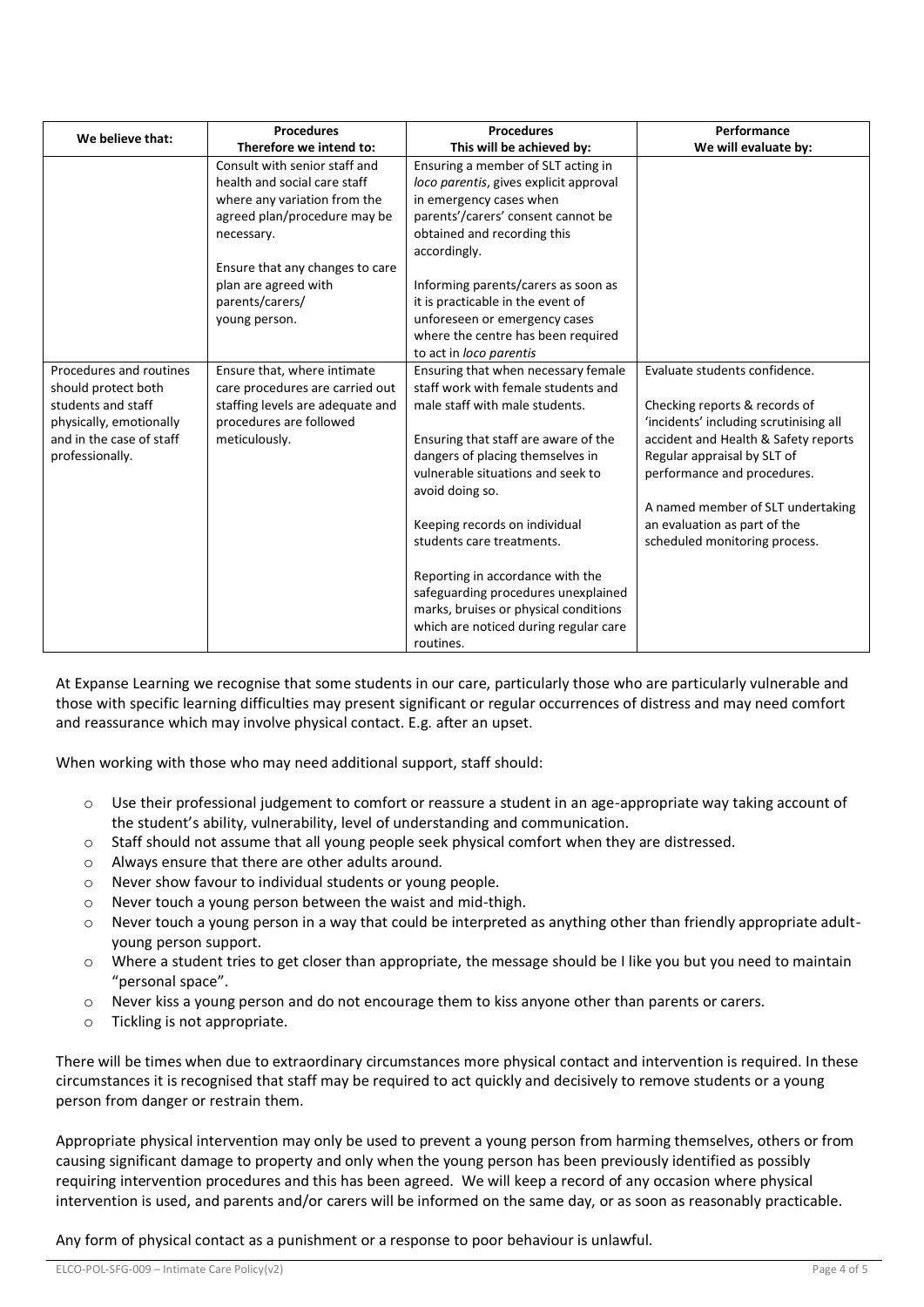| We believe that: | Procedures<br>Therefore we intend to: | Procedures<br>This will be achieved by: | Performance<br>We will evaluate by: |
|---|---|---|---|
| | Consult with senior staff and health and social care staff where any variation from the agreed plan/procedure may be necessary.<br><br>Ensure that any changes to care plan are agreed with parents/carers/ young person. | Ensuring a member of SLT acting in *loco parentis*, gives explicit approval in emergency cases when parents'/carers' consent cannot be obtained and recording this accordingly.<br><br>Informing parents/carers as soon as it is practicable in the event of unforeseen or emergency cases where the centre has been required to act in *loco parentis* | |
| Procedures and routines should protect both students and staff physically, emotionally and in the case of staff professionally. | Ensure that, where intimate care procedures are carried out staffing levels are adequate and procedures are followed meticulously. | Ensuring that when necessary female staff work with female students and male staff with male students.<br><br>Ensuring that staff are aware of the dangers of placing themselves in vulnerable situations and seek to avoid doing so.<br><br>Keeping records on individual students care treatments.<br><br>Reporting in accordance with the safeguarding procedures unexplained marks, bruises or physical conditions which are noticed during regular care routines. | Evaluate students confidence.<br><br>Checking reports & records of 'incidents' including scrutinising all accident and Health & Safety reports Regular appraisal by SLT of performance and procedures.<br><br>A named member of SLT undertaking an evaluation as part of the scheduled monitoring process. |

At Expanse Learning we recognise that some students in our care, particularly those who are particularly vulnerable and those with specific learning difficulties may present significant or regular occurrences of distress and may need comfort and reassurance which may involve physical contact. E.g. after an upset.

When working with those who may need additional support, staff should:

- Use their professional judgement to comfort or reassure a student in an age-appropriate way taking account of the student's ability, vulnerability, level of understanding and communication.
- Staff should not assume that all young people seek physical comfort when they are distressed.
- Always ensure that there are other adults around.
- Never show favour to individual students or young people.
- Never touch a young person between the waist and mid-thigh.
- Never touch a young person in a way that could be interpreted as anything other than friendly appropriate adult-young person support.
- Where a student tries to get closer than appropriate, the message should be I like you but you need to maintain "personal space".
- Never kiss a young person and do not encourage them to kiss anyone other than parents or carers.
- Tickling is not appropriate.

There will be times when due to extraordinary circumstances more physical contact and intervention is required. In these circumstances it is recognised that staff may be required to act quickly and decisively to remove students or a young person from danger or restrain them.

Appropriate physical intervention may only be used to prevent a young person from harming themselves, others or from causing significant damage to property and only when the young person has been previously identified as possibly requiring intervention procedures and this has been agreed. We will keep a record of any occasion where physical intervention is used, and parents and/or carers will be informed on the same day, or as soon as reasonably practicable.

Any form of physical contact as a punishment or a response to poor behaviour is unlawful.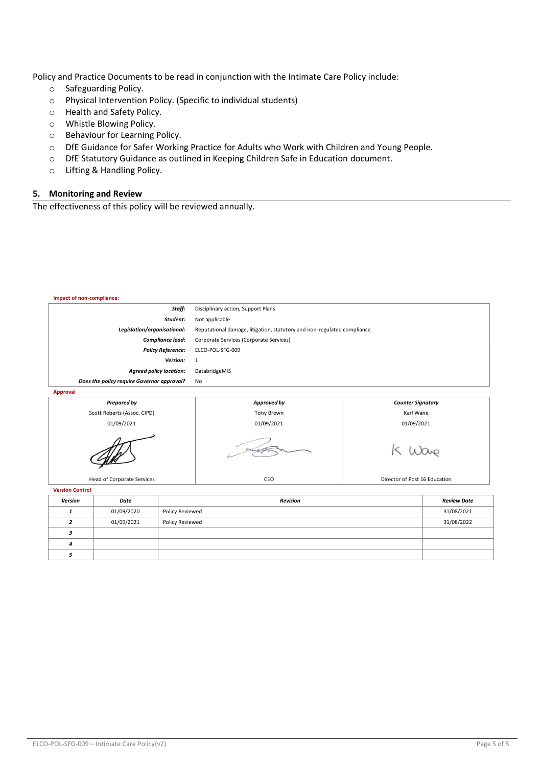Policy and Practice Documents to be read in conjunction with the Intimate Care Policy include:

- Safeguarding Policy.
- Physical Intervention Policy. (Specific to individual students)
- Health and Safety Policy.
- Whistle Blowing Policy.
- Behaviour for Learning Policy.
- DfE Guidance for Safer Working Practice for Adults who Work with Children and Young People.
- DfE Statutory Guidance as outlined in Keeping Children Safe in Education document.
- Lifting & Handling Policy.

## 5. Monitoring and Review

The effectiveness of this policy will be reviewed annually.

**Impact of non-compliance:**

| | |
|---|---|
| ***Staff:*** | Disciplinary action, Support Plans |
| ***Student:*** | Not applicable |
| ***Legislation/organisational:*** | Reputational damage, litigation, statutory and non-regulated compliance. |
| ***Compliance lead:*** | Corporate Services (Corporate Services) |
| ***Policy Reference:*** | ELCO-POL-SFG-009 |
| ***Version:*** | 1 |
| ***Agreed policy location:*** | DatabridgeMIS |
| ***Does the policy require Governor approval?*** | No |

**Approval**

| *Prepared by* | *Approved by* | *Counter Signatory* |
|---|---|---|
| Scott Roberts (Assoc. CIPD) | Tony Brown | Karl Wane |
| 01/09/2021 | 01/09/2021 | 01/09/2021 |
| | | K Wane |
| Head of Corporate Services | CEO | Director of Post 16 Education |

**Version Control**

| *Version* | *Date* | *Revision* | *Review Date* |
|---|---|---|---|
| *1* | 01/09/2020 | Policy Reviewed | 31/08/2021 |
| *2* | 01/09/2021 | Policy Reviewed | 31/08/2022 |
| *3* | | | |
| *4* | | | |
| *5* | | | |